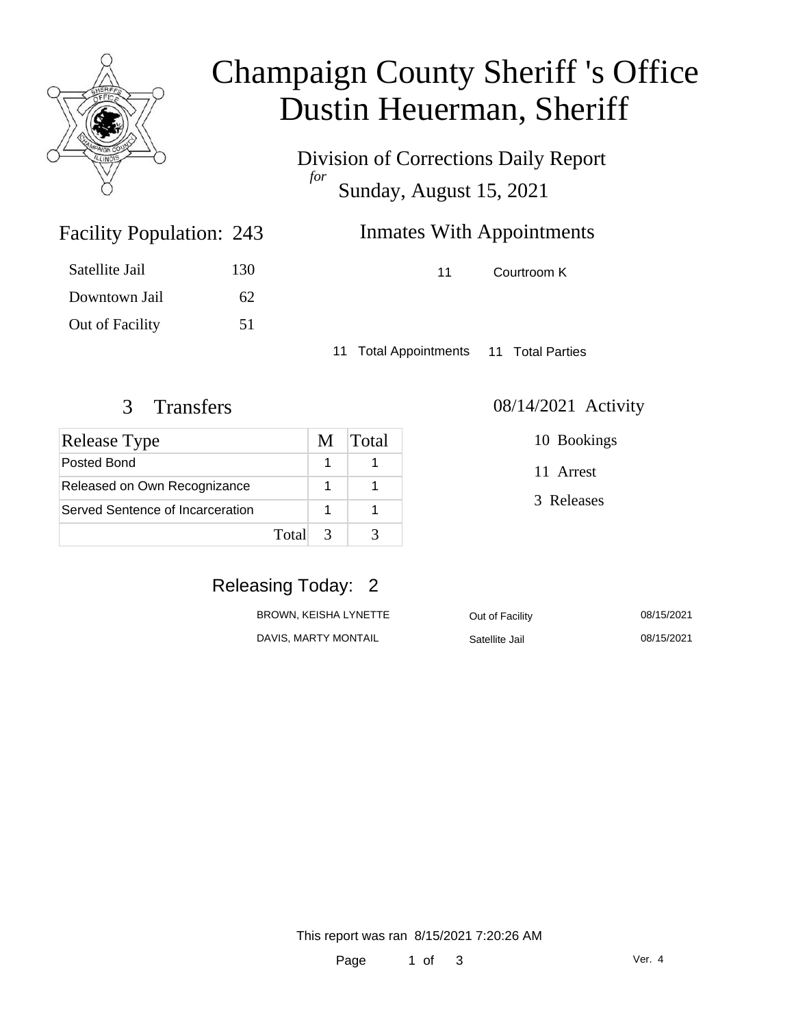# Champaign County Sheriff 's Office
# Dustin Heuerman, Sheriff

Division of Corrections Daily Report
*for*
Sunday, August 15, 2021

## Facility Population: 243

| | |
|---|---|
| Satellite Jail | 130 |
| Downtown Jail | 62 |
| Out of Facility | 51 |

## Inmates With Appointments

| | |
|---|---|
| 11 | Courtroom K |

11 Total Appointments 11 Total Parties

## 3 Transfers

| Release Type | M | Total |
|---|---|---|
| Posted Bond | 1 | 1 |
| Released on Own Recognizance | 1 | 1 |
| Served Sentence of Incarceration | 1 | 1 |
| Total | 3 | 3 |

## 08/14/2021 Activity

10 Bookings

11 Arrest

3 Releases

## Releasing Today: 2

| | | |
|---|---|---|
| BROWN, KEISHA LYNETTE | Out of Facility | 08/15/2021 |
| DAVIS, MARTY MONTAIL | Satellite Jail | 08/15/2021 |

This report was ran 8/15/2021 7:20:26 AM

Ver. 4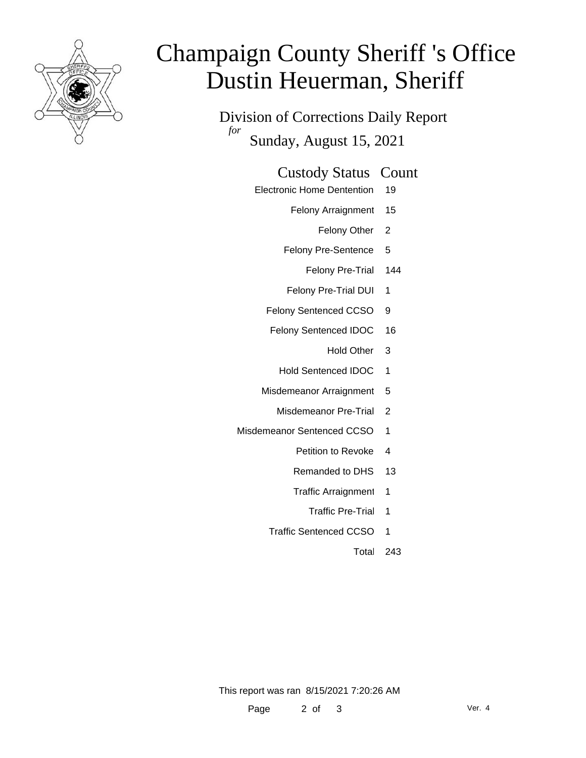# Champaign County Sheriff 's Office
# Dustin Heuerman, Sheriff

Division of Corrections Daily Report

*for*

Sunday, August 15, 2021

| Custody Status | Count |
|---|---|
| Electronic Home Dentention | 19 |
| Felony Arraignment | 15 |
| Felony Other | 2 |
| Felony Pre-Sentence | 5 |
| Felony Pre-Trial | 144 |
| Felony Pre-Trial DUI | 1 |
| Felony Sentenced CCSO | 9 |
| Felony Sentenced IDOC | 16 |
| Hold Other | 3 |
| Hold Sentenced IDOC | 1 |
| Misdemeanor Arraignment | 5 |
| Misdemeanor Pre-Trial | 2 |
| Misdemeanor Sentenced CCSO | 1 |
| Petition to Revoke | 4 |
| Remanded to DHS | 13 |
| Traffic Arraignment | 1 |
| Traffic Pre-Trial | 1 |
| Traffic Sentenced CCSO | 1 |
| Total | 243 |

This report was ran 8/15/2021 7:20:26 AM

Ver. 4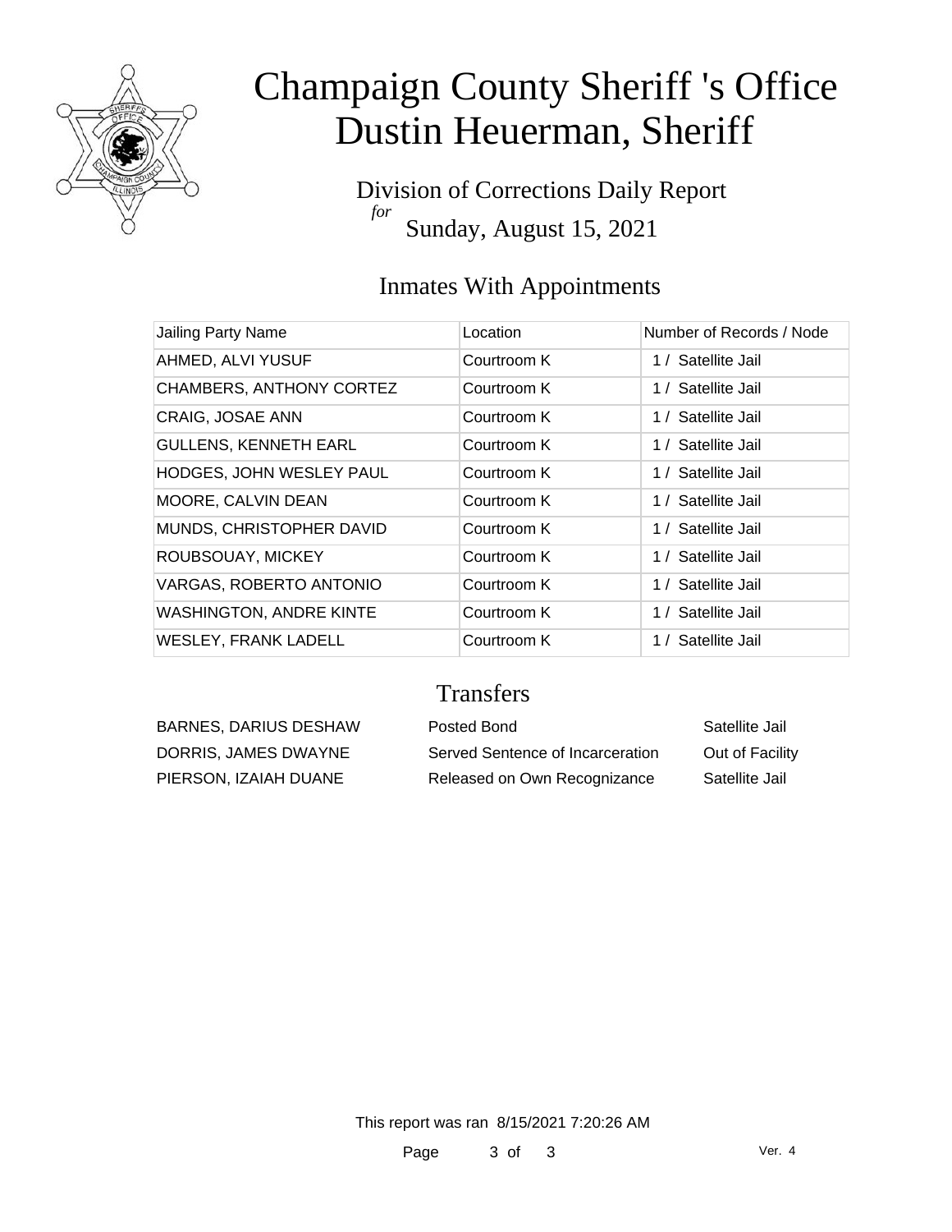# Champaign County Sheriff 's Office
# Dustin Heuerman, Sheriff

Division of Corrections Daily Report
*for*
Sunday, August 15, 2021

## Inmates With Appointments

| Jailing Party Name | Location | Number of Records / Node |
|---|---|---|
| AHMED, ALVI YUSUF | Courtroom K | 1 / Satellite Jail |
| CHAMBERS, ANTHONY CORTEZ | Courtroom K | 1 / Satellite Jail |
| CRAIG, JOSAE ANN | Courtroom K | 1 / Satellite Jail |
| GULLENS, KENNETH EARL | Courtroom K | 1 / Satellite Jail |
| HODGES, JOHN WESLEY PAUL | Courtroom K | 1 / Satellite Jail |
| MOORE, CALVIN DEAN | Courtroom K | 1 / Satellite Jail |
| MUNDS, CHRISTOPHER DAVID | Courtroom K | 1 / Satellite Jail |
| ROUBSOUAY, MICKEY | Courtroom K | 1 / Satellite Jail |
| VARGAS, ROBERTO ANTONIO | Courtroom K | 1 / Satellite Jail |
| WASHINGTON, ANDRE KINTE | Courtroom K | 1 / Satellite Jail |
| WESLEY, FRANK LADELL | Courtroom K | 1 / Satellite Jail |

## Transfers

| | | |
|---|---|---|
| BARNES, DARIUS DESHAW | Posted Bond | Satellite Jail |
| DORRIS, JAMES DWAYNE | Served Sentence of Incarceration | Out of Facility |
| PIERSON, IZAIAH DUANE | Released on Own Recognizance | Satellite Jail |

This report was ran 8/15/2021 7:20:26 AM

Ver. 4